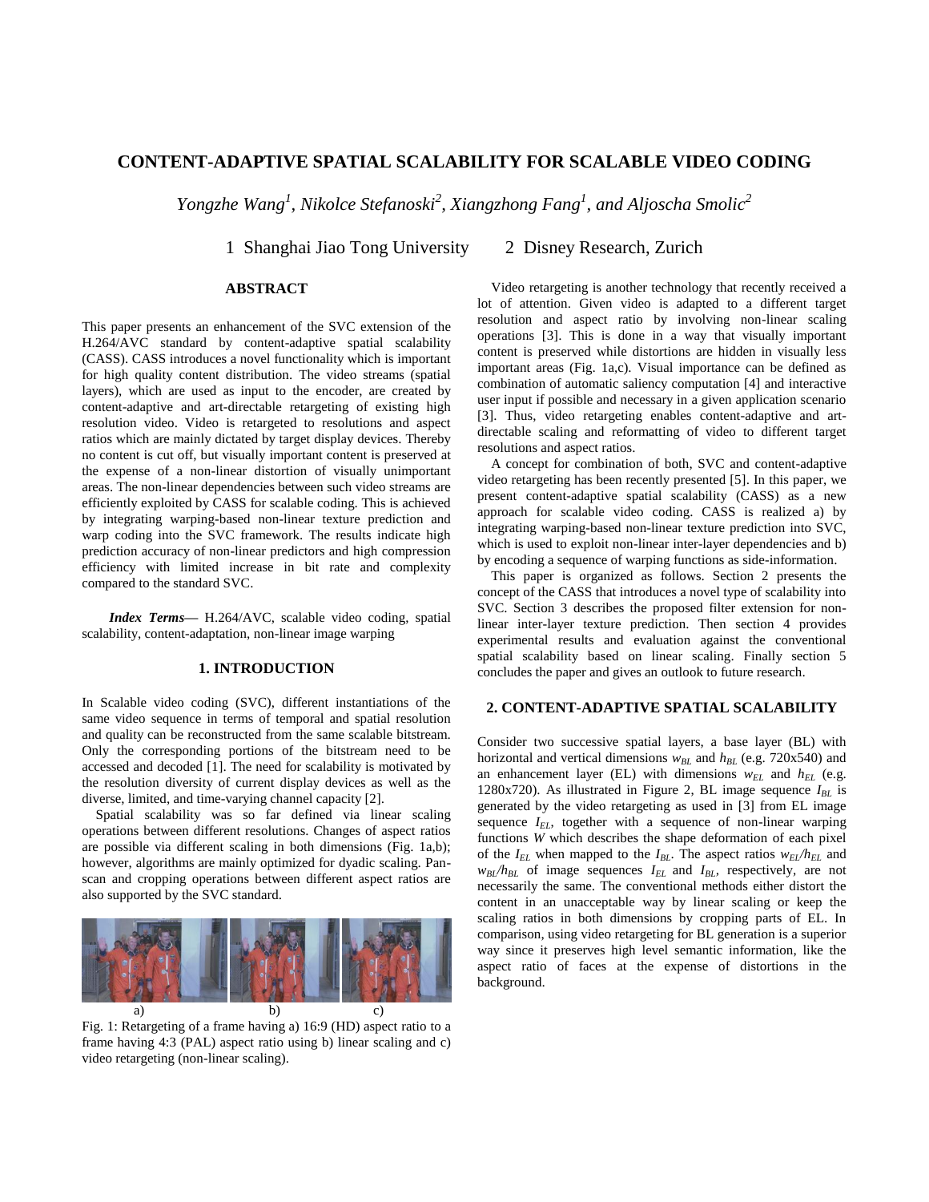# CONTENT-ADAPTIVE SPATIAL SCALABILITY FOR SCALABLE VIDEO CODING

*Yongzhe Wang[1], Nikolce Stefanoski[2], Xiangzhong Fang[1], and Aljoscha Smolic[2]*

1 Shanghai Jiao Tong University     2 Disney Research, Zurich

## ABSTRACT

This paper presents an enhancement of the SVC extension of the H.264/AVC standard by content-adaptive spatial scalability (CASS). CASS introduces a novel functionality which is important for high quality content distribution. The video streams (spatial layers), which are used as input to the encoder, are created by content-adaptive and art-directable retargeting of existing high resolution video. Video is retargeted to resolutions and aspect ratios which are mainly dictated by target display devices. Thereby no content is cut off, but visually important content is preserved at the expense of a non-linear distortion of visually unimportant areas. The non-linear dependencies between such video streams are efficiently exploited by CASS for scalable coding. This is achieved by integrating warping-based non-linear texture prediction and warp coding into the SVC framework. The results indicate high prediction accuracy of non-linear predictors and high compression efficiency with limited increase in bit rate and complexity compared to the standard SVC.

***Index Terms***— H.264/AVC, scalable video coding, spatial scalability, content-adaptation, non-linear image warping

## 1. INTRODUCTION

In Scalable video coding (SVC), different instantiations of the same video sequence in terms of temporal and spatial resolution and quality can be reconstructed from the same scalable bitstream. Only the corresponding portions of the bitstream need to be accessed and decoded [1]. The need for scalability is motivated by the resolution diversity of current display devices as well as the diverse, limited, and time-varying channel capacity [2].

Spatial scalability was so far defined via linear scaling operations between different resolutions. Changes of aspect ratios are possible via different scaling in both dimensions (Fig. 1a,b); however, algorithms are mainly optimized for dyadic scaling. Pan-scan and cropping operations between different aspect ratios are also supported by the SVC standard.

a)     b)     c)

Fig. 1: Retargeting of a frame having a) 16:9 (HD) aspect ratio to a frame having 4:3 (PAL) aspect ratio using b) linear scaling and c) video retargeting (non-linear scaling).

Video retargeting is another technology that recently received a lot of attention. Given video is adapted to a different target resolution and aspect ratio by involving non-linear scaling operations [3]. This is done in a way that visually important content is preserved while distortions are hidden in visually less important areas (Fig. 1a,c). Visual importance can be defined as combination of automatic saliency computation [4] and interactive user input if possible and necessary in a given application scenario [3]. Thus, video retargeting enables content-adaptive and art-directable scaling and reformatting of video to different target resolutions and aspect ratios.

A concept for combination of both, SVC and content-adaptive video retargeting has been recently presented [5]. In this paper, we present content-adaptive spatial scalability (CASS) as a new approach for scalable video coding. CASS is realized a) by integrating warping-based non-linear texture prediction into SVC, which is used to exploit non-linear inter-layer dependencies and b) by encoding a sequence of warping functions as side-information.

This paper is organized as follows. Section 2 presents the concept of the CASS that introduces a novel type of scalability into SVC. Section 3 describes the proposed filter extension for non-linear inter-layer texture prediction. Then section 4 provides experimental results and evaluation against the conventional spatial scalability based on linear scaling. Finally section 5 concludes the paper and gives an outlook to future research.

## 2. CONTENT-ADAPTIVE SPATIAL SCALABILITY

Consider two successive spatial layers, a base layer (BL) with horizontal and vertical dimensions $w_{BL}$ and $h_{BL}$ (e.g. 720x540) and an enhancement layer (EL) with dimensions $w_{EL}$ and $h_{EL}$ (e.g. 1280x720). As illustrated in Figure 2, BL image sequence $I_{BL}$ is generated by the video retargeting as used in [3] from EL image sequence $I_{EL}$, together with a sequence of non-linear warping functions $W$ which describes the shape deformation of each pixel of the $I_{EL}$ when mapped to the $I_{BL}$. The aspect ratios $w_{EL}/h_{EL}$ and $w_{BL}/h_{BL}$ of image sequences $I_{EL}$ and $I_{BL}$, respectively, are not necessarily the same. The conventional methods either distort the content in an unacceptable way by linear scaling or keep the scaling ratios in both dimensions by cropping parts of EL. In comparison, using video retargeting for BL generation is a superior way since it preserves high level semantic information, like the aspect ratio of faces at the expense of distortions in the background.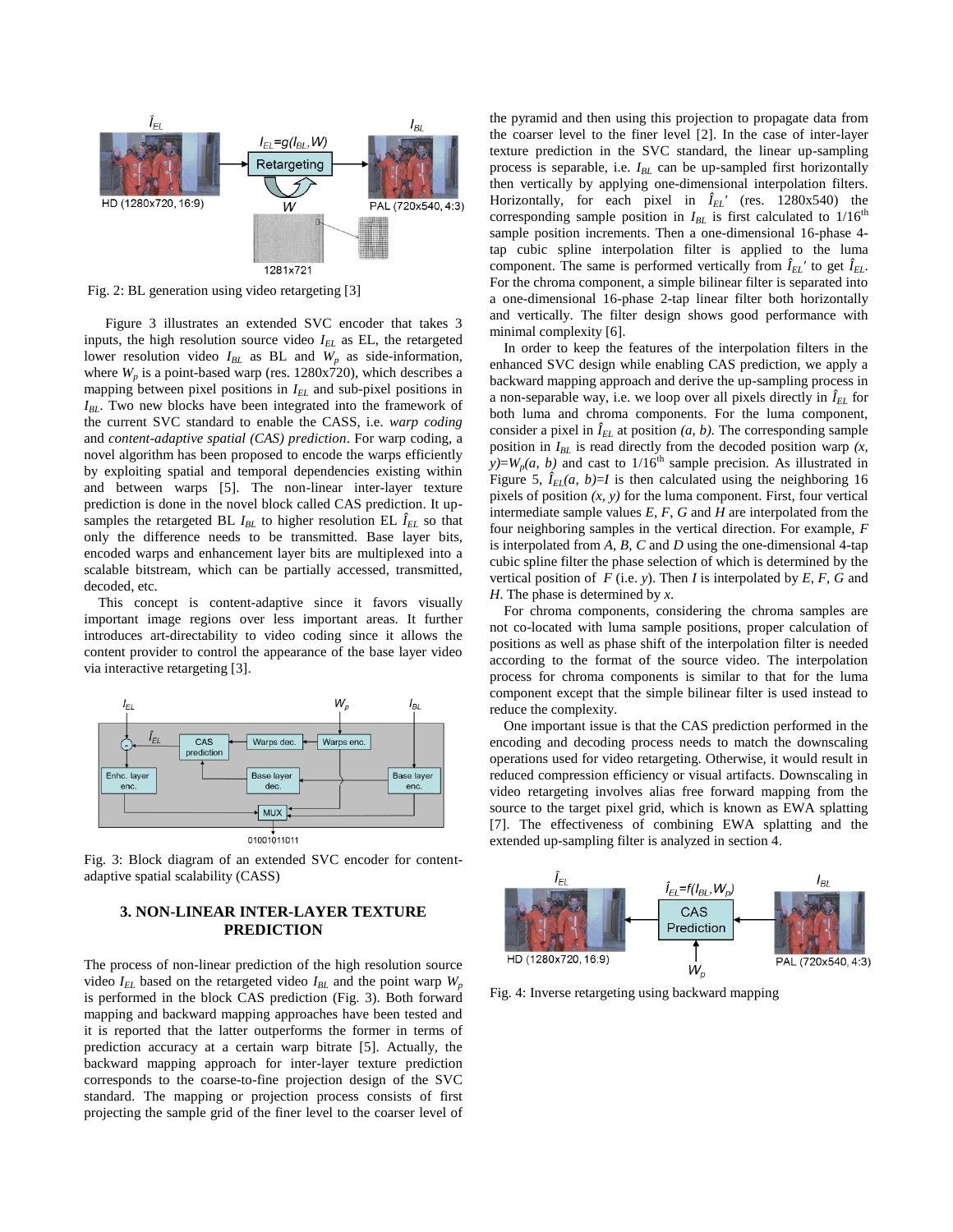Fig. 2: BL generation using video retargeting [3]

Figure 3 illustrates an extended SVC encoder that takes 3 inputs, the high resolution source video $I_{EL}$ as EL, the retargeted lower resolution video $I_{BL}$ as BL and $W_p$ as side-information, where $W_p$ is a point-based warp (res. 1280x720), which describes a mapping between pixel positions in $I_{EL}$ and sub-pixel positions in $I_{BL}$. Two new blocks have been integrated into the framework of the current SVC standard to enable the CASS, i.e. *warp coding* and *content-adaptive spatial (CAS) prediction*. For warp coding, a novel algorithm has been proposed to encode the warps efficiently by exploiting spatial and temporal dependencies existing within and between warps [5]. The non-linear inter-layer texture prediction is done in the novel block called CAS prediction. It up-samples the retargeted BL $I_{BL}$ to higher resolution EL $\hat{I}_{EL}$ so that only the difference needs to be transmitted. Base layer bits, encoded warps and enhancement layer bits are multiplexed into a scalable bitstream, which can be partially accessed, transmitted, decoded, etc.

This concept is content-adaptive since it favors visually important image regions over less important areas. It further introduces art-directability to video coding since it allows the content provider to control the appearance of the base layer video via interactive retargeting [3].

Fig. 3: Block diagram of an extended SVC encoder for content-adaptive spatial scalability (CASS)

## 3. NON-LINEAR INTER-LAYER TEXTURE PREDICTION

The process of non-linear prediction of the high resolution source video $I_{EL}$ based on the retargeted video $I_{BL}$ and the point warp $W_p$ is performed in the block CAS prediction (Fig. 3). Both forward mapping and backward mapping approaches have been tested and it is reported that the latter outperforms the former in terms of prediction accuracy at a certain warp bitrate [5]. Actually, the backward mapping approach for inter-layer texture prediction corresponds to the coarse-to-fine projection design of the SVC standard. The mapping or projection process consists of first projecting the sample grid of the finer level to the coarser level of the pyramid and then using this projection to propagate data from the coarser level to the finer level [2]. In the case of inter-layer texture prediction in the SVC standard, the linear up-sampling process is separable, i.e. $I_{BL}$ can be up-sampled first horizontally then vertically by applying one-dimensional interpolation filters. Horizontally, for each pixel in $\hat{I}_{EL}'$ (res. 1280x540) the corresponding sample position in $I_{BL}$ is first calculated to 1/16[th] sample position increments. Then a one-dimensional 16-phase 4-tap cubic spline interpolation filter is applied to the luma component. The same is performed vertically from $\hat{I}_{EL}'$ to get $\hat{I}_{EL}$. For the chroma component, a simple bilinear filter is separated into a one-dimensional 16-phase 2-tap linear filter both horizontally and vertically. The filter design shows good performance with minimal complexity [6].

In order to keep the features of the interpolation filters in the enhanced SVC design while enabling CAS prediction, we apply a backward mapping approach and derive the up-sampling process in a non-separable way, i.e. we loop over all pixels directly in $\hat{I}_{EL}$ for both luma and chroma components. For the luma component, consider a pixel in $\hat{I}_{EL}$ at position *(a, b)*. The corresponding sample position in $I_{BL}$ is read directly from the decoded position warp $(x, y)=W_p(a, b)$ and cast to 1/16[th] sample precision. As illustrated in Figure 5, $\hat{I}_{EL}(a, b)=I$ is then calculated using the neighboring 16 pixels of position $(x, y)$ for the luma component. First, four vertical intermediate sample values *E*, *F*, *G* and *H* are interpolated from the four neighboring samples in the vertical direction. For example, *F* is interpolated from *A*, *B*, *C* and *D* using the one-dimensional 4-tap cubic spline filter the phase selection of which is determined by the vertical position of *F* (i.e. *y*). Then *I* is interpolated by *E*, *F*, *G* and *H*. The phase is determined by *x*.

For chroma components, considering the chroma samples are not co-located with luma sample positions, proper calculation of positions as well as phase shift of the interpolation filter is needed according to the format of the source video. The interpolation process for chroma components is similar to that for the luma component except that the simple bilinear filter is used instead to reduce the complexity.

One important issue is that the CAS prediction performed in the encoding and decoding process needs to match the downscaling operations used for video retargeting. Otherwise, it would result in reduced compression efficiency or visual artifacts. Downscaling in video retargeting involves alias free forward mapping from the source to the target pixel grid, which is known as EWA splatting [7]. The effectiveness of combining EWA splatting and the extended up-sampling filter is analyzed in section 4.

Fig. 4: Inverse retargeting using backward mapping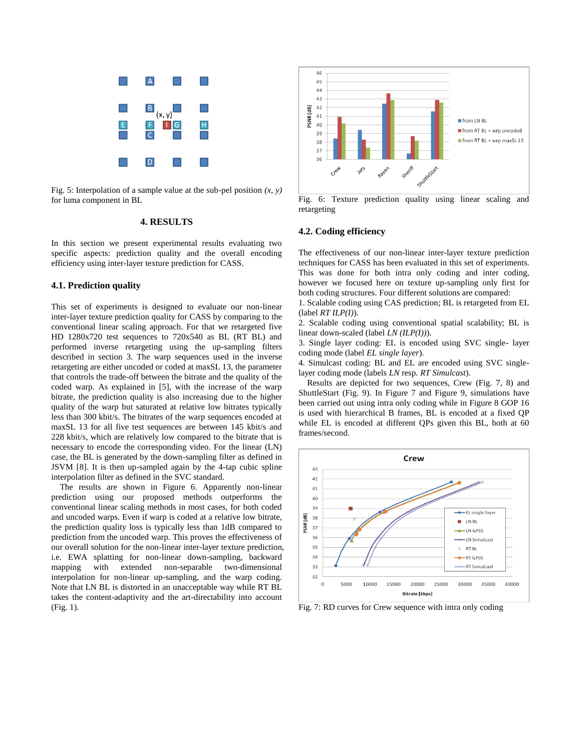Fig. 5: Interpolation of a sample value at the sub-pel position *(x, y)* for luma component in BL

## 4. RESULTS

In this section we present experimental results evaluating two specific aspects: prediction quality and the overall encoding efficiency using inter-layer texture prediction for CASS.

### 4.1. Prediction quality

This set of experiments is designed to evaluate our non-linear inter-layer texture prediction quality for CASS by comparing to the conventional linear scaling approach. For that we retargeted five HD 1280x720 test sequences to 720x540 as BL (RT BL) and performed inverse retargeting using the up-sampling filters described in section 3. The warp sequences used in the inverse retargeting are either uncoded or coded at maxSL 13, the parameter that controls the trade-off between the bitrate and the quality of the coded warp. As explained in [5], with the increase of the warp bitrate, the prediction quality is also increasing due to the higher quality of the warp but saturated at relative low bitrates typically less than 300 kbit/s. The bitrates of the warp sequences encoded at maxSL 13 for all five test sequences are between 145 kbit/s and 228 kbit/s, which are relatively low compared to the bitrate that is necessary to encode the corresponding video. For the linear (LN) case, the BL is generated by the down-sampling filter as defined in JSVM [8]. It is then up-sampled again by the 4-tap cubic spline interpolation filter as defined in the SVC standard.

The results are shown in Figure 6. Apparently non-linear prediction using our proposed methods outperforms the conventional linear scaling methods in most cases, for both coded and uncoded warps. Even if warp is coded at a relative low bitrate, the prediction quality loss is typically less than 1dB compared to prediction from the uncoded warp. This proves the effectiveness of our overall solution for the non-linear inter-layer texture prediction, i.e. EWA splatting for non-linear down-sampling, backward mapping with extended non-separable two-dimensional interpolation for non-linear up-sampling, and the warp coding. Note that LN BL is distorted in an unacceptable way while RT BL takes the content-adaptivity and the art-directability into account (Fig. 1).

Fig. 6: Texture prediction quality using linear scaling and retargeting

### 4.2. Coding efficiency

The effectiveness of our non-linear inter-layer texture prediction techniques for CASS has been evaluated in this set of experiments. This was done for both intra only coding and inter coding, however we focused here on texture up-sampling only first for both coding structures. Four different solutions are compared:

1. Scalable coding using CAS prediction; BL is retargeted from EL (label *RT ILP(I)*).
2. Scalable coding using conventional spatial scalability; BL is linear down-scaled (label *LN (ILP(I))*).
3. Single layer coding: EL is encoded using SVC single- layer coding mode (label *EL single layer*).
4. Simulcast coding: BL and EL are encoded using SVC single-layer coding mode (labels *LN* resp. *RT Simulcast*).

Results are depicted for two sequences, Crew (Fig. 7, 8) and ShuttleStart (Fig. 9). In Figure 7 and Figure 9, simulations have been carried out using intra only coding while in Figure 8 GOP 16 is used with hierarchical B frames, BL is encoded at a fixed QP while EL is encoded at different QPs given this BL, both at 60 frames/second.

Fig. 7: RD curves for Crew sequence with intra only coding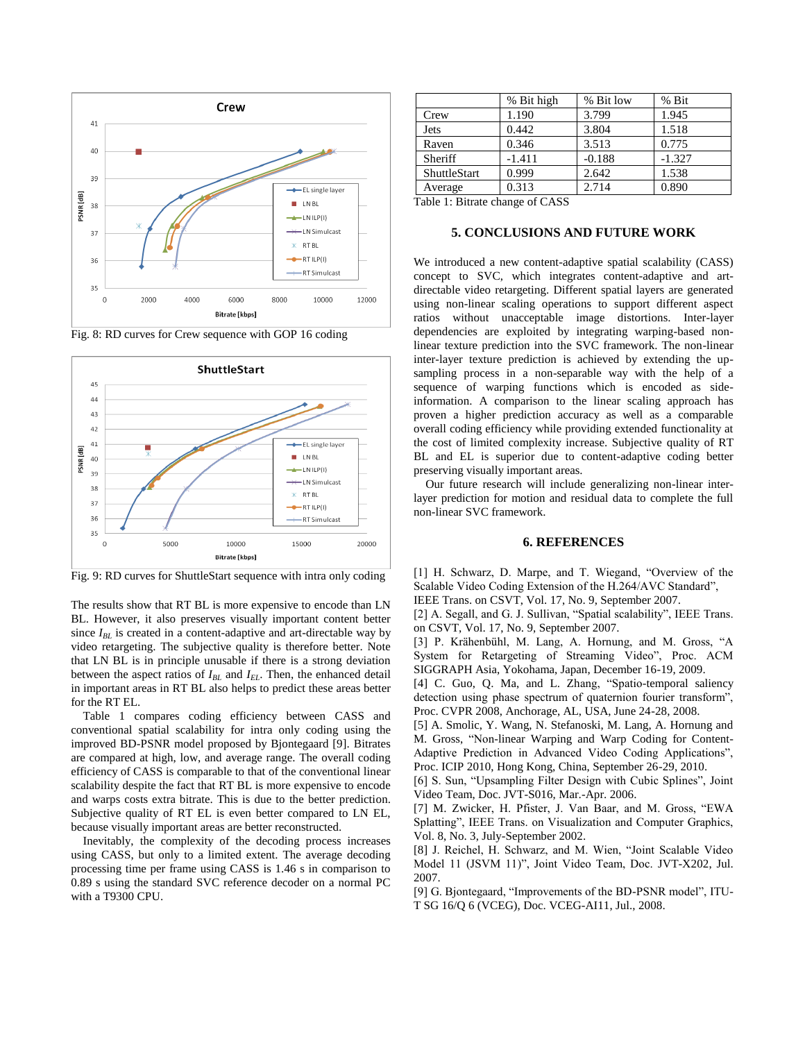Crew

41
40
39
38
37
36
35

PSNR [dB]

0 2000 4000 6000 8000 10000 12000

Bitrate [kbps]

EL single layer
LN BL
LN ILP(I)
LN Simulcast
RT BL
RT ILP(I)
RT Simulcast

Fig. 8: RD curves for Crew sequence with GOP 16 coding

ShuttleStart

45
44
43
42
41
40
39
38
37
36
35

PSNR [dB]

0 5000 10000 15000 20000

Bitrate [kbps]

EL single layer
LN BL
LN ILP(I)
LN Simulcast
RT BL
RT ILP(I)
RT Simulcast

Fig. 9: RD curves for ShuttleStart sequence with intra only coding

The results show that RT BL is more expensive to encode than LN BL. However, it also preserves visually important content better since $I_{BL}$ is created in a content-adaptive and art-directable way by video retargeting. The subjective quality is therefore better. Note that LN BL is in principle unusable if there is a strong deviation between the aspect ratios of $I_{BL}$ and $I_{EL}$. Then, the enhanced detail in important areas in RT BL also helps to predict these areas better for the RT EL.

Table 1 compares coding efficiency between CASS and conventional spatial scalability for intra only coding using the improved BD-PSNR model proposed by Bjontegaard [9]. Bitrates are compared at high, low, and average range. The overall coding efficiency of CASS is comparable to that of the conventional linear scalability despite the fact that RT BL is more expensive to encode and warps costs extra bitrate. This is due to the better prediction. Subjective quality of RT EL is even better compared to LN EL, because visually important areas are better reconstructed.

Inevitably, the complexity of the decoding process increases using CASS, but only to a limited extent. The average decoding processing time per frame using CASS is 1.46 s in comparison to 0.89 s using the standard SVC reference decoder on a normal PC with a T9300 CPU.

| | % Bit high | % Bit low | % Bit |
|---|---|---|---|
| Crew | 1.190 | 3.799 | 1.945 |
| Jets | 0.442 | 3.804 | 1.518 |
| Raven | 0.346 | 3.513 | 0.775 |
| Sheriff | -1.411 | -0.188 | -1.327 |
| ShuttleStart | 0.999 | 2.642 | 1.538 |
| Average | 0.313 | 2.714 | 0.890 |

Table 1: Bitrate change of CASS

## 5. CONCLUSIONS AND FUTURE WORK

We introduced a new content-adaptive spatial scalability (CASS) concept to SVC, which integrates content-adaptive and art-directable video retargeting. Different spatial layers are generated using non-linear scaling operations to support different aspect ratios without unacceptable image distortions. Inter-layer dependencies are exploited by integrating warping-based non-linear texture prediction into the SVC framework. The non-linear inter-layer texture prediction is achieved by extending the up-sampling process in a non-separable way with the help of a sequence of warping functions which is encoded as side-information. A comparison to the linear scaling approach has proven a higher prediction accuracy as well as a comparable overall coding efficiency while providing extended functionality at the cost of limited complexity increase. Subjective quality of RT BL and EL is superior due to content-adaptive coding better preserving visually important areas.

Our future research will include generalizing non-linear inter-layer prediction for motion and residual data to complete the full non-linear SVC framework.

## 6. REFERENCES

[1] H. Schwarz, D. Marpe, and T. Wiegand, "Overview of the Scalable Video Coding Extension of the H.264/AVC Standard", IEEE Trans. on CSVT, Vol. 17, No. 9, September 2007.

[2] A. Segall, and G. J. Sullivan, "Spatial scalability", IEEE Trans. on CSVT, Vol. 17, No. 9, September 2007.

[3] P. Krähenbühl, M. Lang, A. Hornung, and M. Gross, "A System for Retargeting of Streaming Video", Proc. ACM SIGGRAPH Asia, Yokohama, Japan, December 16-19, 2009.

[4] C. Guo, Q. Ma, and L. Zhang, "Spatio-temporal saliency detection using phase spectrum of quaternion fourier transform", Proc. CVPR 2008, Anchorage, AL, USA, June 24-28, 2008.

[5] A. Smolic, Y. Wang, N. Stefanoski, M. Lang, A. Hornung and M. Gross, "Non-linear Warping and Warp Coding for Content-Adaptive Prediction in Advanced Video Coding Applications", Proc. ICIP 2010, Hong Kong, China, September 26-29, 2010.

[6] S. Sun, "Upsampling Filter Design with Cubic Splines", Joint Video Team, Doc. JVT-S016, Mar.-Apr. 2006.

[7] M. Zwicker, H. Pfister, J. Van Baar, and M. Gross, "EWA Splatting", IEEE Trans. on Visualization and Computer Graphics, Vol. 8, No. 3, July-September 2002.

[8] J. Reichel, H. Schwarz, and M. Wien, "Joint Scalable Video Model 11 (JSVM 11)", Joint Video Team, Doc. JVT-X202, Jul. 2007.

[9] G. Bjontegaard, "Improvements of the BD-PSNR model", ITU-T SG 16/Q 6 (VCEG), Doc. VCEG-AI11, Jul., 2008.